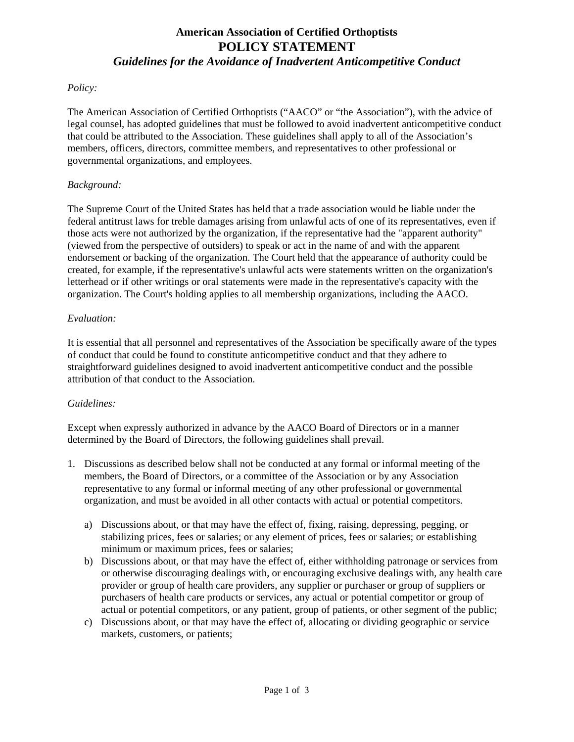# American Association of Certified Orthoptists

## POLICY STATEMENT

### *Guidelines for the Avoidance of Inadvertent Anticompetitive Conduct*

*Policy:*

The American Association of Certified Orthoptists ("AACO" or "the Association"), with the advice of legal counsel, has adopted guidelines that must be followed to avoid inadvertent anticompetitive conduct that could be attributed to the Association. These guidelines shall apply to all of the Association's members, officers, directors, committee members, and representatives to other professional or governmental organizations, and employees.

*Background:*

The Supreme Court of the United States has held that a trade association would be liable under the federal antitrust laws for treble damages arising from unlawful acts of one of its representatives, even if those acts were not authorized by the organization, if the representative had the "apparent authority" (viewed from the perspective of outsiders) to speak or act in the name of and with the apparent endorsement or backing of the organization. The Court held that the appearance of authority could be created, for example, if the representative's unlawful acts were statements written on the organization's letterhead or if other writings or oral statements were made in the representative's capacity with the organization. The Court's holding applies to all membership organizations, including the AACO.

*Evaluation:*

It is essential that all personnel and representatives of the Association be specifically aware of the types of conduct that could be found to constitute anticompetitive conduct and that they adhere to straightforward guidelines designed to avoid inadvertent anticompetitive conduct and the possible attribution of that conduct to the Association.

*Guidelines:*

Except when expressly authorized in advance by the AACO Board of Directors or in a manner determined by the Board of Directors, the following guidelines shall prevail.

1. Discussions as described below shall not be conducted at any formal or informal meeting of the members, the Board of Directors, or a committee of the Association or by any Association representative to any formal or informal meeting of any other professional or governmental organization, and must be avoided in all other contacts with actual or potential competitors.

    a) Discussions about, or that may have the effect of, fixing, raising, depressing, pegging, or stabilizing prices, fees or salaries; or any element of prices, fees or salaries; or establishing minimum or maximum prices, fees or salaries;
    b) Discussions about, or that may have the effect of, either withholding patronage or services from or otherwise discouraging dealings with, or encouraging exclusive dealings with, any health care provider or group of health care providers, any supplier or purchaser or group of suppliers or purchasers of health care products or services, any actual or potential competitor or group of actual or potential competitors, or any patient, group of patients, or other segment of the public;
    c) Discussions about, or that may have the effect of, allocating or dividing geographic or service markets, customers, or patients;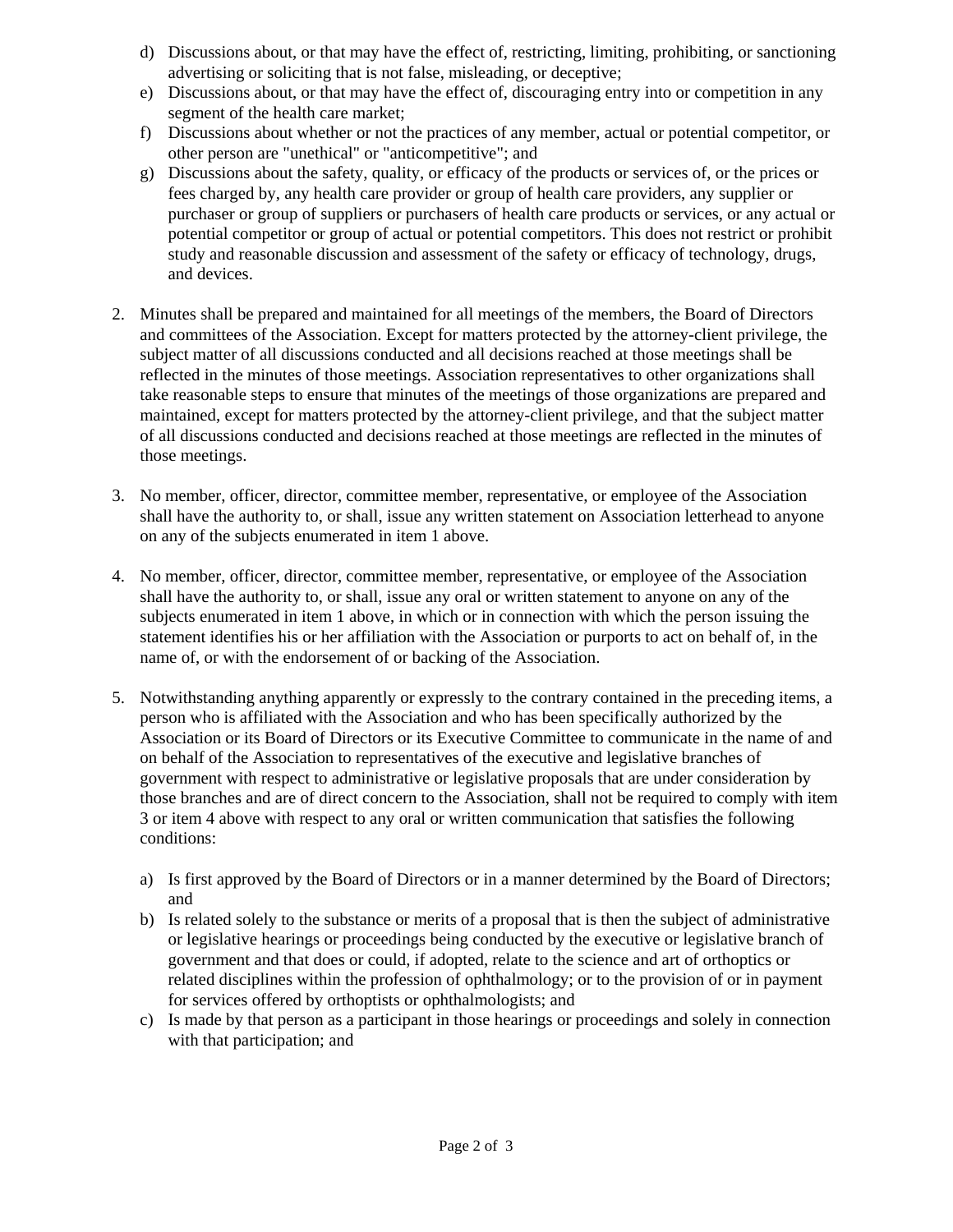d) Discussions about, or that may have the effect of, restricting, limiting, prohibiting, or sanctioning advertising or soliciting that is not false, misleading, or deceptive;
e) Discussions about, or that may have the effect of, discouraging entry into or competition in any segment of the health care market;
f) Discussions about whether or not the practices of any member, actual or potential competitor, or other person are "unethical" or "anticompetitive"; and
g) Discussions about the safety, quality, or efficacy of the products or services of, or the prices or fees charged by, any health care provider or group of health care providers, any supplier or purchaser or group of suppliers or purchasers of health care products or services, or any actual or potential competitor or group of actual or potential competitors. This does not restrict or prohibit study and reasonable discussion and assessment of the safety or efficacy of technology, drugs, and devices.

2. Minutes shall be prepared and maintained for all meetings of the members, the Board of Directors and committees of the Association. Except for matters protected by the attorney-client privilege, the subject matter of all discussions conducted and all decisions reached at those meetings shall be reflected in the minutes of those meetings. Association representatives to other organizations shall take reasonable steps to ensure that minutes of the meetings of those organizations are prepared and maintained, except for matters protected by the attorney-client privilege, and that the subject matter of all discussions conducted and decisions reached at those meetings are reflected in the minutes of those meetings.

3. No member, officer, director, committee member, representative, or employee of the Association shall have the authority to, or shall, issue any written statement on Association letterhead to anyone on any of the subjects enumerated in item 1 above.

4. No member, officer, director, committee member, representative, or employee of the Association shall have the authority to, or shall, issue any oral or written statement to anyone on any of the subjects enumerated in item 1 above, in which or in connection with which the person issuing the statement identifies his or her affiliation with the Association or purports to act on behalf of, in the name of, or with the endorsement of or backing of the Association.

5. Notwithstanding anything apparently or expressly to the contrary contained in the preceding items, a person who is affiliated with the Association and who has been specifically authorized by the Association or its Board of Directors or its Executive Committee to communicate in the name of and on behalf of the Association to representatives of the executive and legislative branches of government with respect to administrative or legislative proposals that are under consideration by those branches and are of direct concern to the Association, shall not be required to comply with item 3 or item 4 above with respect to any oral or written communication that satisfies the following conditions:

   a) Is first approved by the Board of Directors or in a manner determined by the Board of Directors; and
   b) Is related solely to the substance or merits of a proposal that is then the subject of administrative or legislative hearings or proceedings being conducted by the executive or legislative branch of government and that does or could, if adopted, relate to the science and art of orthoptics or related disciplines within the profession of ophthalmology; or to the provision of or in payment for services offered by orthoptists or ophthalmologists; and
   c) Is made by that person as a participant in those hearings or proceedings and solely in connection with that participation; and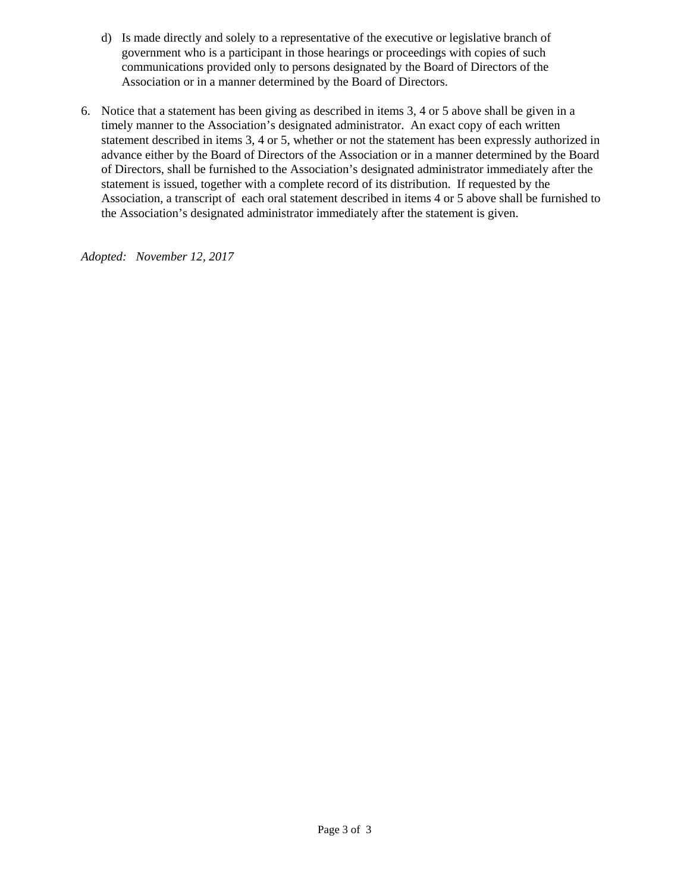d) Is made directly and solely to a representative of the executive or legislative branch of government who is a participant in those hearings or proceedings with copies of such communications provided only to persons designated by the Board of Directors of the Association or in a manner determined by the Board of Directors.

6. Notice that a statement has been giving as described in items 3, 4 or 5 above shall be given in a timely manner to the Association's designated administrator. An exact copy of each written statement described in items 3, 4 or 5, whether or not the statement has been expressly authorized in advance either by the Board of Directors of the Association or in a manner determined by the Board of Directors, shall be furnished to the Association's designated administrator immediately after the statement is issued, together with a complete record of its distribution. If requested by the Association, a transcript of each oral statement described in items 4 or 5 above shall be furnished to the Association's designated administrator immediately after the statement is given.

*Adopted: November 12, 2017*